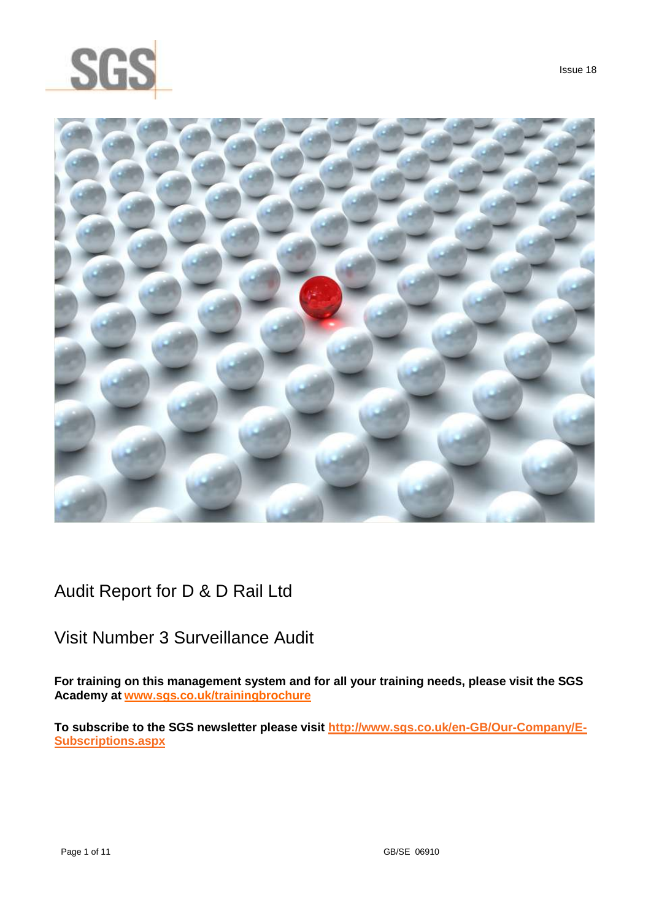Issue 18

# Audit Report for D & D Rail Ltd

## Visit Number 3 Surveillance Audit

**For training on this management system and for all your training needs, please visit the SGS Academy at [www.sgs.co.uk/trainingbrochure](www.sgs.co.uk/trainingbrochure)**

**To subscribe to the SGS newsletter please visit [http://www.sgs.co.uk/en-GB/Our-Company/E-Subscriptions.aspx](http://www.sgs.co.uk/en-GB/Our-Company/E-Subscriptions.aspx)**

GB/SE 06910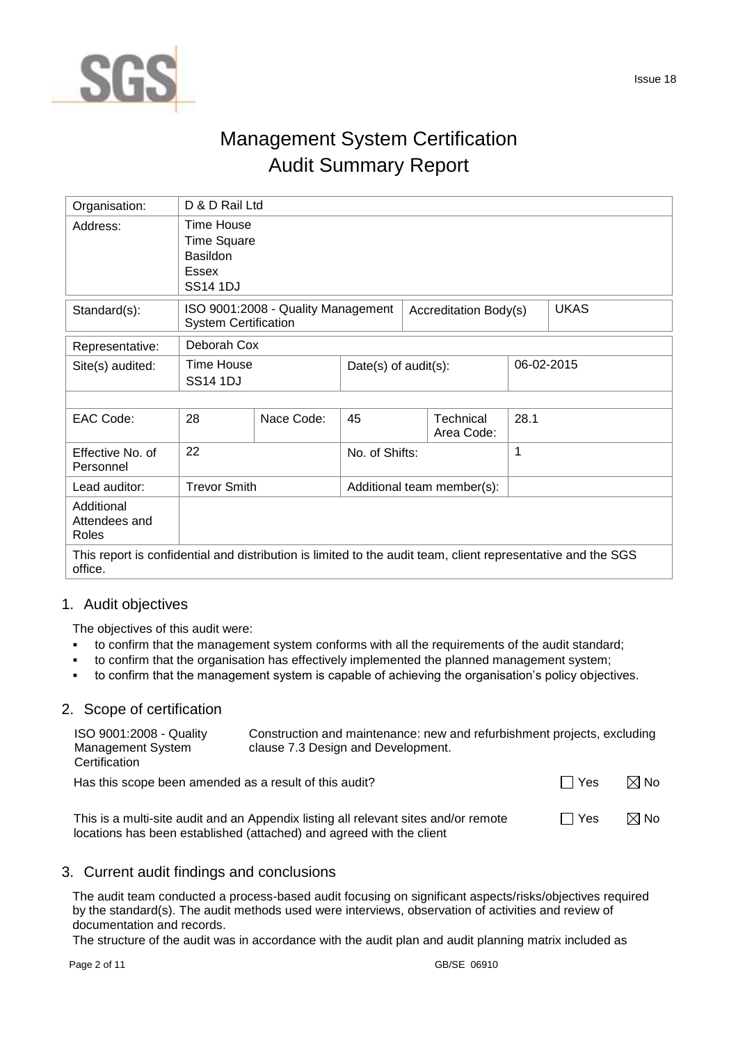# Management System Certification
# Audit Summary Report

| Organisation: | D & D Rail Ltd | | | | |
|---|---|---|---|---|---|
| Address: | Time House<br>Time Square<br>Basildon<br>Essex<br>SS14 1DJ | | | | |
| Standard(s): | ISO 9001:2008 - Quality Management System Certification | | Accreditation Body(s) | | UKAS |
| Representative: | Deborah Cox | | | | |
| Site(s) audited: | Time House<br>SS14 1DJ | | Date(s) of audit(s): | | 06-02-2015 |
| EAC Code: | 28 | Nace Code: | 45 | Technical Area Code: | 28.1 |
| Effective No. of Personnel | 22 | | No. of Shifts: | | 1 |
| Lead auditor: | Trevor Smith | | Additional team member(s): | | |
| Additional Attendees and Roles | | | | | |
| This report is confidential and distribution is limited to the audit team, client representative and the SGS office. | | | | | |

## 1. Audit objectives

The objectives of this audit were:

- to confirm that the management system conforms with all the requirements of the audit standard;
- to confirm that the organisation has effectively implemented the planned management system;
- to confirm that the management system is capable of achieving the organisation's policy objectives.

## 2. Scope of certification

| ISO 9001:2008 - Quality Management System Certification | Construction and maintenance: new and refurbishment projects, excluding clause 7.3 Design and Development. |
|---|---|

Has this scope been amended as a result of this audit? ☐ Yes ☒ No

This is a multi-site audit and an Appendix listing all relevant sites and/or remote locations has been established (attached) and agreed with the client ☐ Yes ☒ No

## 3. Current audit findings and conclusions

The audit team conducted a process-based audit focusing on significant aspects/risks/objectives required by the standard(s). The audit methods used were interviews, observation of activities and review of documentation and records.

The structure of the audit was in accordance with the audit plan and audit planning matrix included as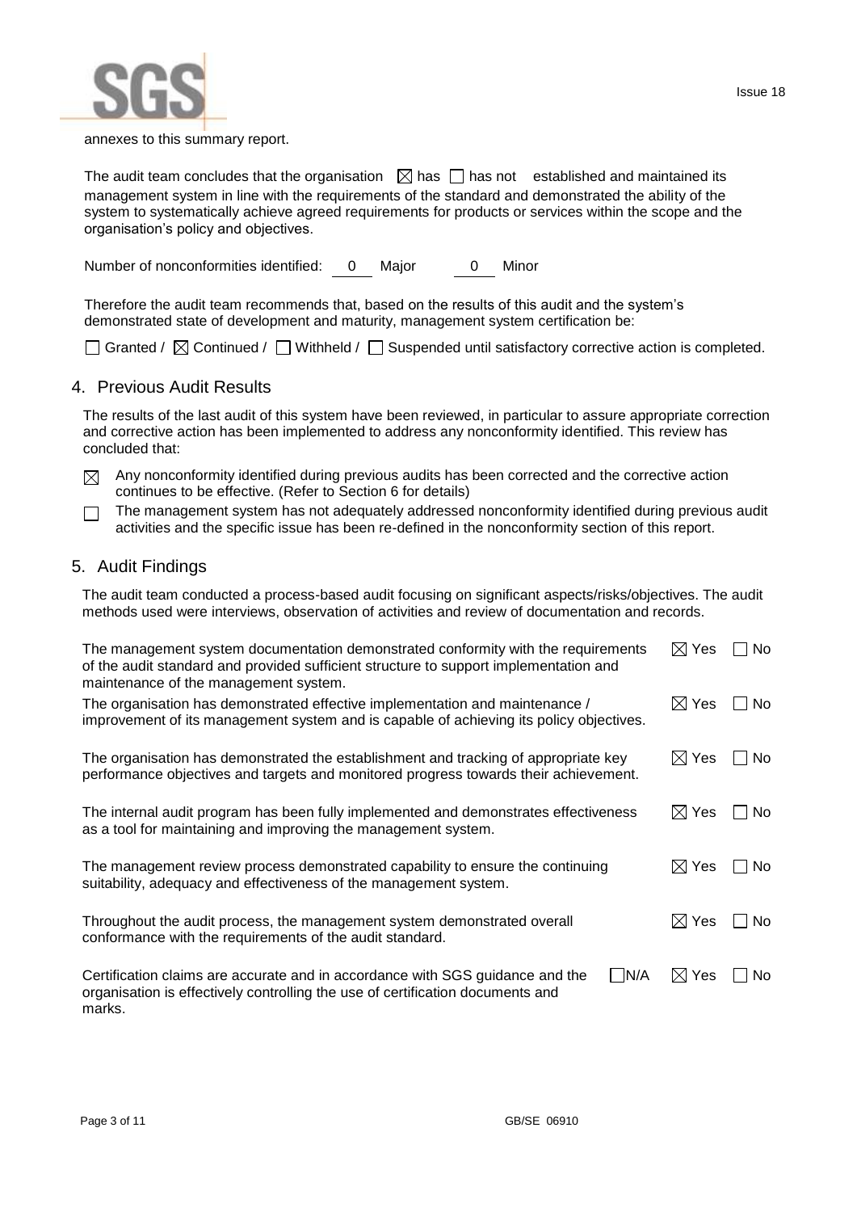annexes to this summary report.

The audit team concludes that the organisation ☒ has ☐ has not established and maintained its management system in line with the requirements of the standard and demonstrated the ability of the system to systematically achieve agreed requirements for products or services within the scope and the organisation's policy and objectives.

Number of nonconformities identified: 0 Major 0 Minor

Therefore the audit team recommends that, based on the results of this audit and the system's demonstrated state of development and maturity, management system certification be:

☐ Granted / ☒ Continued / ☐ Withheld / ☐ Suspended until satisfactory corrective action is completed.

## 4. Previous Audit Results

The results of the last audit of this system have been reviewed, in particular to assure appropriate correction and corrective action has been implemented to address any nonconformity identified. This review has concluded that:

☒ Any nonconformity identified during previous audits has been corrected and the corrective action continues to be effective. (Refer to Section 6 for details)

☐ The management system has not adequately addressed nonconformity identified during previous audit activities and the specific issue has been re-defined in the nonconformity section of this report.

## 5. Audit Findings

The audit team conducted a process-based audit focusing on significant aspects/risks/objectives. The audit methods used were interviews, observation of activities and review of documentation and records.

| | | | |
|---|---|---|---|
| The management system documentation demonstrated conformity with the requirements of the audit standard and provided sufficient structure to support implementation and maintenance of the management system. | | ☒ Yes | ☐ No |
| The organisation has demonstrated effective implementation and maintenance / improvement of its management system and is capable of achieving its policy objectives. | | ☒ Yes | ☐ No |
| The organisation has demonstrated the establishment and tracking of appropriate key performance objectives and targets and monitored progress towards their achievement. | | ☒ Yes | ☐ No |
| The internal audit program has been fully implemented and demonstrates effectiveness as a tool for maintaining and improving the management system. | | ☒ Yes | ☐ No |
| The management review process demonstrated capability to ensure the continuing suitability, adequacy and effectiveness of the management system. | | ☒ Yes | ☐ No |
| Throughout the audit process, the management system demonstrated overall conformance with the requirements of the audit standard. | | ☒ Yes | ☐ No |
| Certification claims are accurate and in accordance with SGS guidance and the organisation is effectively controlling the use of certification documents and marks. | ☐ N/A | ☒ Yes | ☐ No |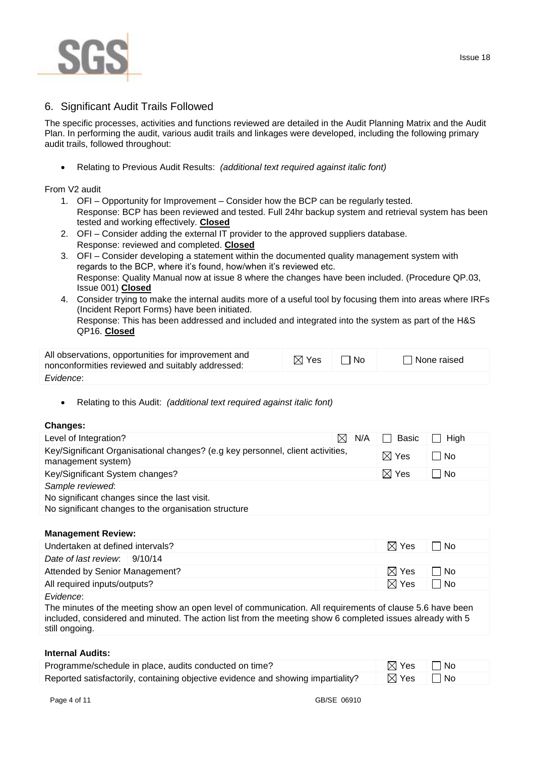## 6. Significant Audit Trails Followed

The specific processes, activities and functions reviewed are detailed in the Audit Planning Matrix and the Audit Plan. In performing the audit, various audit trails and linkages were developed, including the following primary audit trails, followed throughout:

- Relating to Previous Audit Results: *(additional text required against italic font)*

From V2 audit

1. OFI – Opportunity for Improvement – Consider how the BCP can be regularly tested.
   Response: BCP has been reviewed and tested. Full 24hr backup system and retrieval system has been tested and working effectively. **Closed**
2. OFI – Consider adding the external IT provider to the approved suppliers database.
   Response: reviewed and completed. **Closed**
3. OFI – Consider developing a statement within the documented quality management system with regards to the BCP, where it's found, how/when it's reviewed etc.
   Response: Quality Manual now at issue 8 where the changes have been included. (Procedure QP.03, Issue 001) **Closed**
4. Consider trying to make the internal audits more of a useful tool by focusing them into areas where IRFs (Incident Report Forms) have been initiated.
   Response: This has been addressed and included and integrated into the system as part of the H&S QP16. **Closed**

| All observations, opportunities for improvement and nonconformities reviewed and suitably addressed: | ☒ Yes | ☐ No | ☐ None raised |
|---|---|---|---|
| *Evidence*: | | | |

- Relating to this Audit: *(additional text required against italic font)*

**Changes:**

| Level of Integration? | ☒ N/A | ☐ Basic | ☐ High |
|---|---|---|---|
| Key/Significant Organisational changes? (e.g key personnel, client activities, management system) | | ☒ Yes | ☐ No |
| Key/Significant System changes? | | ☒ Yes | ☐ No |
| *Sample reviewed*:<br>No significant changes since the last visit.<br>No significant changes to the organisation structure | | | |

**Management Review:**

| Undertaken at defined intervals? | ☒ Yes | ☐ No |
|---|---|---|
| *Date of last review*: 9/10/14 | | |
| Attended by Senior Management? | ☒ Yes | ☐ No |
| All required inputs/outputs? | ☒ Yes | ☐ No |
| *Evidence*:<br>The minutes of the meeting show an open level of communication. All requirements of clause 5.6 have been included, considered and minuted. The action list from the meeting show 6 completed issues already with 5 still ongoing. | | |

**Internal Audits:**

| Programme/schedule in place, audits conducted on time? | ☒ Yes | ☐ No |
|---|---|---|
| Reported satisfactorily, containing objective evidence and showing impartiality? | ☒ Yes | ☐ No |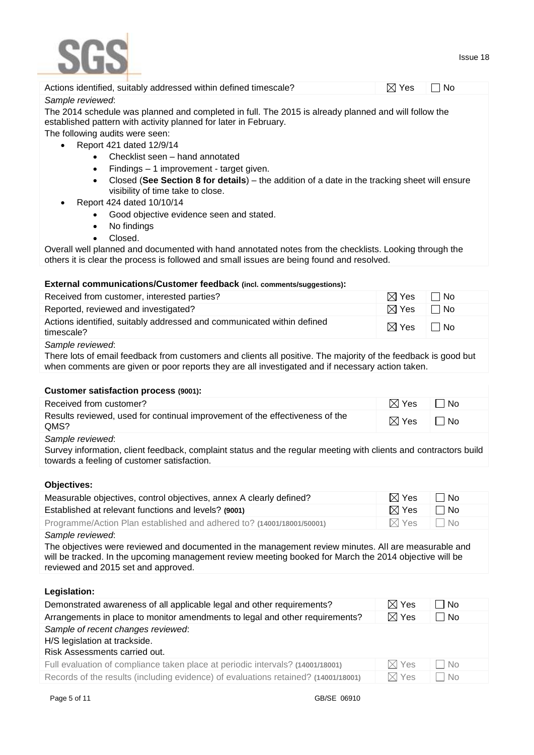| | | |
|---|---|---|
| Actions identified, suitably addressed within defined timescale? | ☒ Yes | ☐ No |

*Sample reviewed*:

The 2014 schedule was planned and completed in full. The 2015 is already planned and will follow the established pattern with activity planned for later in February.

The following audits were seen:

- Report 421 dated 12/9/14
    - Checklist seen – hand annotated
    - Findings – 1 improvement - target given.
    - Closed (**See Section 8 for details**) – the addition of a date in the tracking sheet will ensure visibility of time take to close.
- Report 424 dated 10/10/14
    - Good objective evidence seen and stated.
    - No findings
    - Closed.

Overall well planned and documented with hand annotated notes from the checklists. Looking through the others it is clear the process is followed and small issues are being found and resolved.

**External communications/Customer feedback (incl. comments/suggestions):**

| | | |
|---|---|---|
| Received from customer, interested parties? | ☒ Yes | ☐ No |
| Reported, reviewed and investigated? | ☒ Yes | ☐ No |
| Actions identified, suitably addressed and communicated within defined timescale? | ☒ Yes | ☐ No |

*Sample reviewed*:

There lots of email feedback from customers and clients all positive. The majority of the feedback is good but when comments are given or poor reports they are all investigated and if necessary action taken.

**Customer satisfaction process (9001):**

| | | |
|---|---|---|
| Received from customer? | ☒ Yes | ☐ No |
| Results reviewed, used for continual improvement of the effectiveness of the QMS? | ☒ Yes | ☐ No |

*Sample reviewed*:

Survey information, client feedback, complaint status and the regular meeting with clients and contractors build towards a feeling of customer satisfaction.

**Objectives:**

| | | |
|---|---|---|
| Measurable objectives, control objectives, annex A clearly defined? | ☒ Yes | ☐ No |
| Established at relevant functions and levels? **(9001)** | ☒ Yes | ☐ No |
| Programme/Action Plan established and adhered to? **(14001/18001/50001)** | ☒ Yes | ☐ No |

*Sample reviewed*:

The objectives were reviewed and documented in the management review minutes. All are measurable and will be tracked. In the upcoming management review meeting booked for March the 2014 objective will be reviewed and 2015 set and approved.

**Legislation:**

| | | |
|---|---|---|
| Demonstrated awareness of all applicable legal and other requirements? | ☒ Yes | ☐ No |
| Arrangements in place to monitor amendments to legal and other requirements? | ☒ Yes | ☐ No |

*Sample of recent changes reviewed*:

H/S legislation at trackside.

Risk Assessments carried out.

| | | |
|---|---|---|
| Full evaluation of compliance taken place at periodic intervals? **(14001/18001)** | ☒ Yes | ☐ No |
| Records of the results (including evidence) of evaluations retained? **(14001/18001)** | ☒ Yes | ☐ No |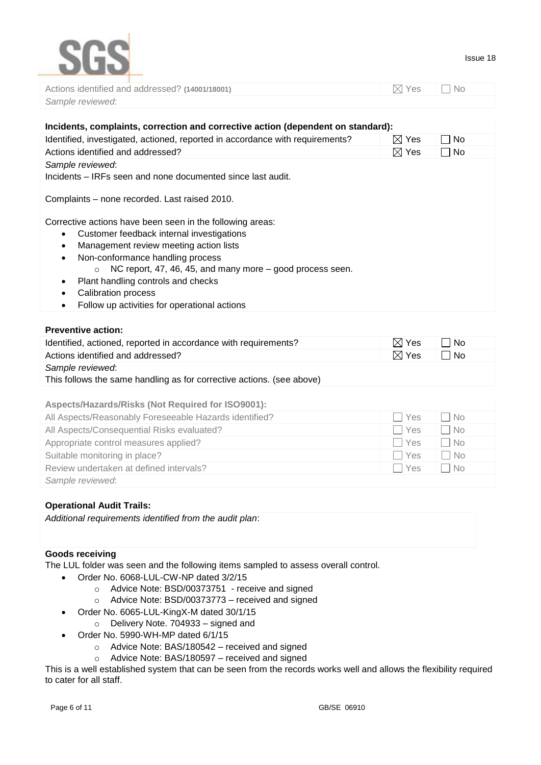| Actions identified and addressed? **(14001/18001)** | ☒ Yes | ☐ No |
|---|---|---|
| *Sample reviewed*: | | |

**Incidents, complaints, correction and corrective action (dependent on standard):**

| Identified, investigated, actioned, reported in accordance with requirements? | ☒ Yes | ☐ No |
|---|---|---|
| Actions identified and addressed? | ☒ Yes | ☐ No |

*Sample reviewed*:

Incidents – IRFs seen and none documented since last audit.

Complaints – none recorded. Last raised 2010.

Corrective actions have been seen in the following areas:

- Customer feedback internal investigations
- Management review meeting action lists
- Non-conformance handling process
  - NC report, 47, 46, 45, and many more – good process seen.
- Plant handling controls and checks
- Calibration process
- Follow up activities for operational actions

**Preventive action:**

| Identified, actioned, reported in accordance with requirements? | ☒ Yes | ☐ No |
|---|---|---|
| Actions identified and addressed? | ☒ Yes | ☐ No |

*Sample reviewed*:

This follows the same handling as for corrective actions. (see above)

**Aspects/Hazards/Risks (Not Required for ISO9001):**

| All Aspects/Reasonably Foreseeable Hazards identified? | ☐ Yes | ☐ No |
|---|---|---|
| All Aspects/Consequential Risks evaluated? | ☐ Yes | ☐ No |
| Appropriate control measures applied? | ☐ Yes | ☐ No |
| Suitable monitoring in place? | ☐ Yes | ☐ No |
| Review undertaken at defined intervals? | ☐ Yes | ☐ No |

*Sample reviewed*:

**Operational Audit Trails:**

*Additional requirements identified from the audit plan*:

**Goods receiving**

The LUL folder was seen and the following items sampled to assess overall control.

- Order No. 6068-LUL-CW-NP dated 3/2/15
  - Advice Note: BSD/00373751 - receive and signed
  - Advice Note: BSD/00373773 – received and signed
- Order No. 6065-LUL-KingX-M dated 30/1/15
  - Delivery Note. 704933 – signed and
- Order No. 5990-WH-MP dated 6/1/15
  - Advice Note: BAS/180542 – received and signed
  - Advice Note: BAS/180597 – received and signed

This is a well established system that can be seen from the records works well and allows the flexibility required to cater for all staff.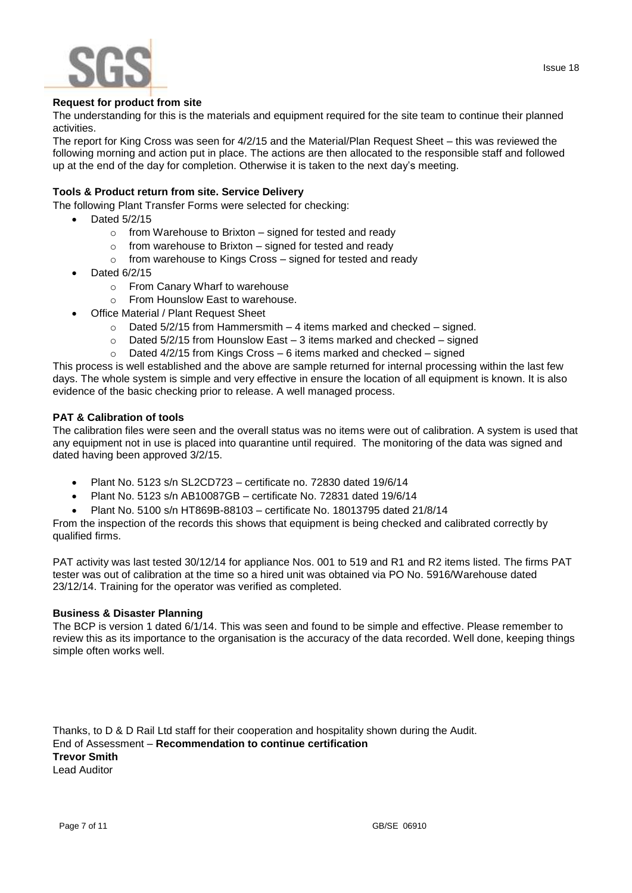**Request for product from site**

The understanding for this is the materials and equipment required for the site team to continue their planned activities.

The report for King Cross was seen for 4/2/15 and the Material/Plan Request Sheet – this was reviewed the following morning and action put in place. The actions are then allocated to the responsible staff and followed up at the end of the day for completion. Otherwise it is taken to the next day's meeting.

**Tools & Product return from site. Service Delivery**

The following Plant Transfer Forms were selected for checking:

- Dated 5/2/15
  - from Warehouse to Brixton – signed for tested and ready
  - from warehouse to Brixton – signed for tested and ready
  - from warehouse to Kings Cross – signed for tested and ready
- Dated 6/2/15
  - From Canary Wharf to warehouse
  - From Hounslow East to warehouse.
- Office Material / Plant Request Sheet
  - Dated 5/2/15 from Hammersmith – 4 items marked and checked – signed.
  - Dated 5/2/15 from Hounslow East – 3 items marked and checked – signed
  - Dated 4/2/15 from Kings Cross – 6 items marked and checked – signed

This process is well established and the above are sample returned for internal processing within the last few days. The whole system is simple and very effective in ensure the location of all equipment is known. It is also evidence of the basic checking prior to release. A well managed process.

**PAT & Calibration of tools**

The calibration files were seen and the overall status was no items were out of calibration. A system is used that any equipment not in use is placed into quarantine until required. The monitoring of the data was signed and dated having been approved 3/2/15.

- Plant No. 5123 s/n SL2CD723 – certificate no. 72830 dated 19/6/14
- Plant No. 5123 s/n AB10087GB – certificate No. 72831 dated 19/6/14
- Plant No. 5100 s/n HT869B-88103 – certificate No. 18013795 dated 21/8/14

From the inspection of the records this shows that equipment is being checked and calibrated correctly by qualified firms.

PAT activity was last tested 30/12/14 for appliance Nos. 001 to 519 and R1 and R2 items listed. The firms PAT tester was out of calibration at the time so a hired unit was obtained via PO No. 5916/Warehouse dated 23/12/14. Training for the operator was verified as completed.

**Business & Disaster Planning**

The BCP is version 1 dated 6/1/14. This was seen and found to be simple and effective. Please remember to review this as its importance to the organisation is the accuracy of the data recorded. Well done, keeping things simple often works well.

Thanks, to D & D Rail Ltd staff for their cooperation and hospitality shown during the Audit.
End of Assessment – **Recommendation to continue certification**
**Trevor Smith**
Lead Auditor

GB/SE 06910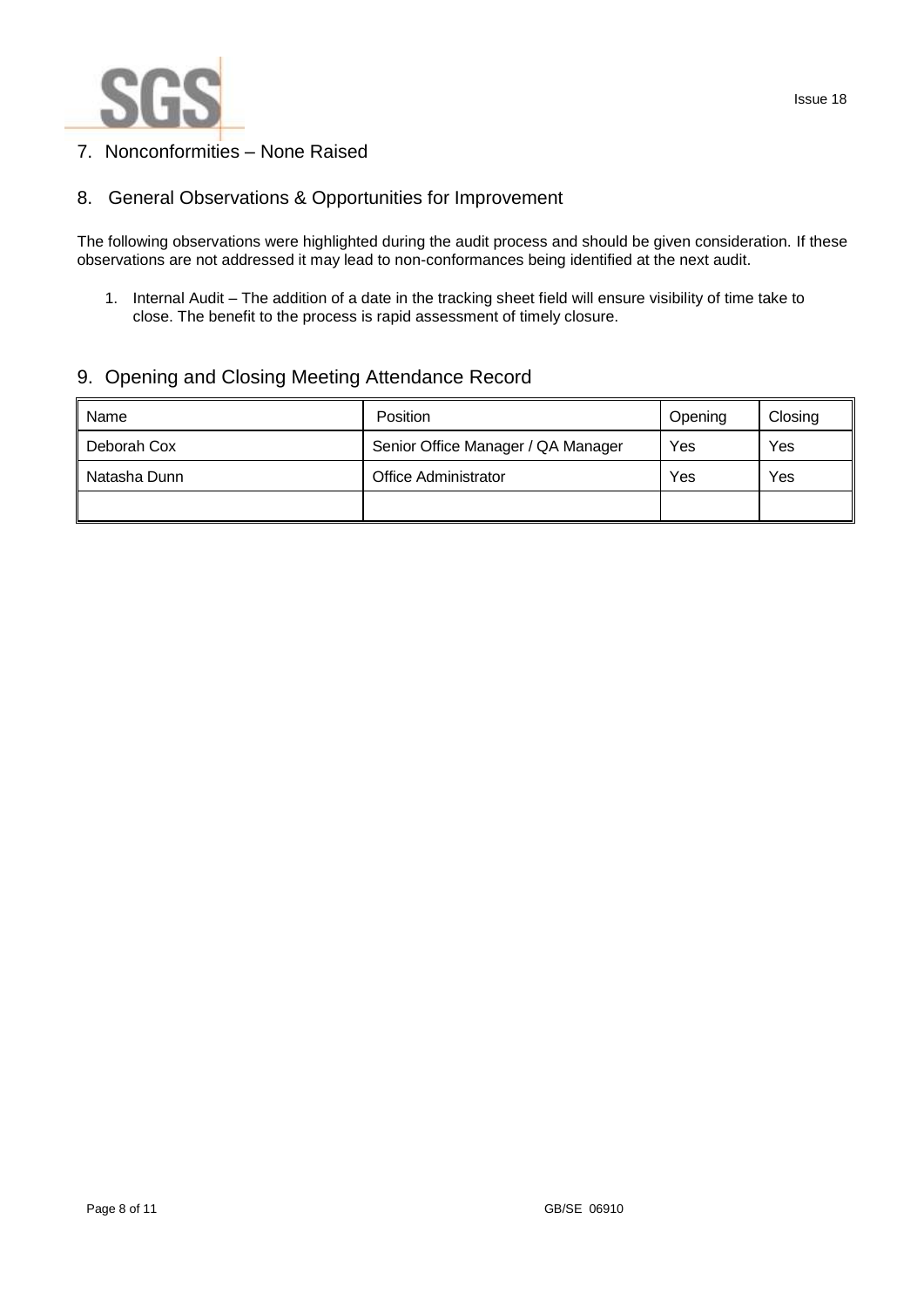## 7. Nonconformities – None Raised

## 8. General Observations & Opportunities for Improvement

The following observations were highlighted during the audit process and should be given consideration. If these observations are not addressed it may lead to non-conformances being identified at the next audit.

1. Internal Audit – The addition of a date in the tracking sheet field will ensure visibility of time take to close. The benefit to the process is rapid assessment of timely closure.

## 9. Opening and Closing Meeting Attendance Record

| Name | Position | Opening | Closing |
|---|---|---|---|
| Deborah Cox | Senior Office Manager / QA Manager | Yes | Yes |
| Natasha Dunn | Office Administrator | Yes | Yes |
| | | | |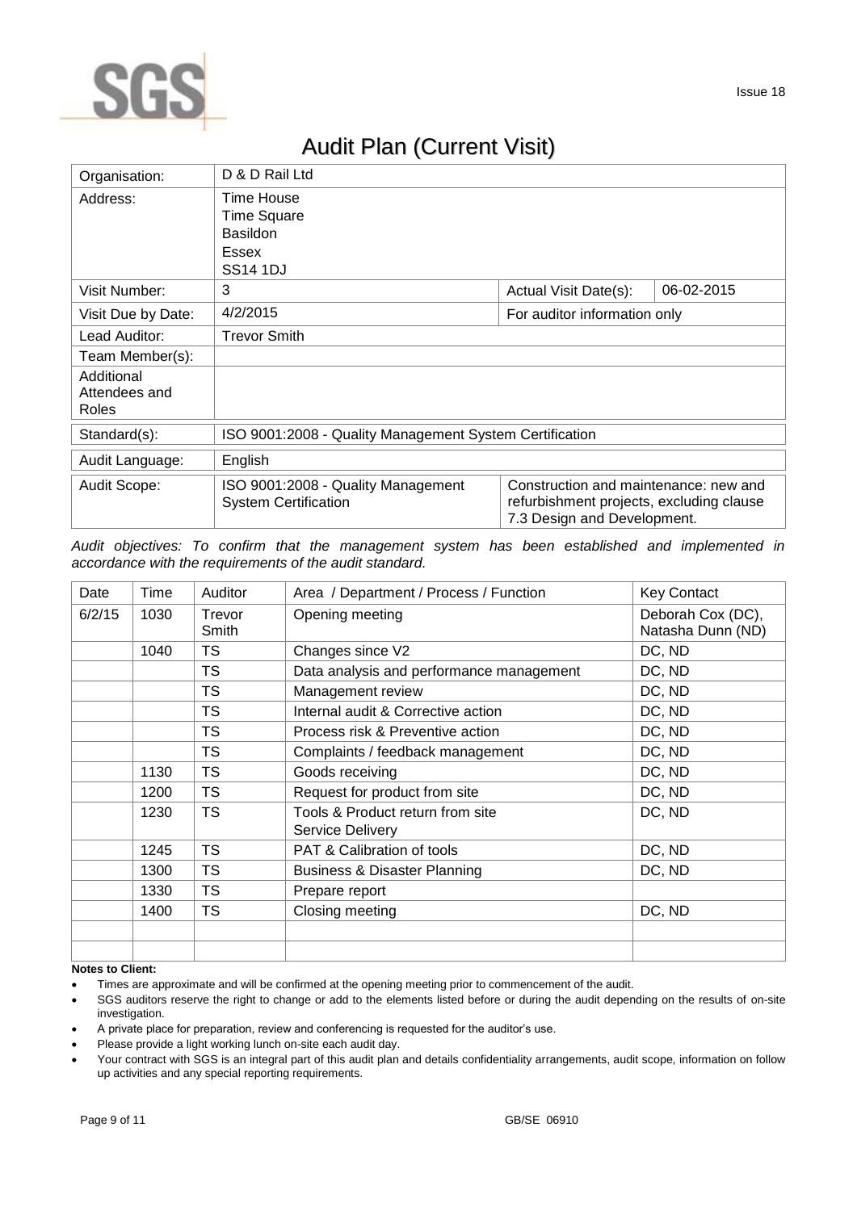Issue 18

# Audit Plan (Current Visit)

| Organisation: | D & D Rail Ltd | | |
|---|---|---|---|
| Address: | Time House<br>Time Square<br>Basildon<br>Essex<br>SS14 1DJ | | |
| Visit Number: | 3 | Actual Visit Date(s): | 06-02-2015 |
| Visit Due by Date: | 4/2/2015 | For auditor information only | |
| Lead Auditor: | Trevor Smith | | |
| Team Member(s): | | | |
| Additional Attendees and Roles | | | |
| Standard(s): | ISO 9001:2008 - Quality Management System Certification | | |
| Audit Language: | English | | |
| Audit Scope: | ISO 9001:2008 - Quality Management System Certification | Construction and maintenance: new and refurbishment projects, excluding clause 7.3 Design and Development. | |

*Audit objectives: To confirm that the management system has been established and implemented in accordance with the requirements of the audit standard.*

| Date | Time | Auditor | Area / Department / Process / Function | Key Contact |
|---|---|---|---|---|
| 6/2/15 | 1030 | Trevor Smith | Opening meeting | Deborah Cox (DC), Natasha Dunn (ND) |
| | 1040 | TS | Changes since V2 | DC, ND |
| | | TS | Data analysis and performance management | DC, ND |
| | | TS | Management review | DC, ND |
| | | TS | Internal audit & Corrective action | DC, ND |
| | | TS | Process risk & Preventive action | DC, ND |
| | | TS | Complaints / feedback management | DC, ND |
| | 1130 | TS | Goods receiving | DC, ND |
| | 1200 | TS | Request for product from site | DC, ND |
| | 1230 | TS | Tools & Product return from site<br>Service Delivery | DC, ND |
| | 1245 | TS | PAT & Calibration of tools | DC, ND |
| | 1300 | TS | Business & Disaster Planning | DC, ND |
| | 1330 | TS | Prepare report | |
| | 1400 | TS | Closing meeting | DC, ND |
| | | | | |
| | | | | |

**Notes to Client:**

- Times are approximate and will be confirmed at the opening meeting prior to commencement of the audit.
- SGS auditors reserve the right to change or add to the elements listed before or during the audit depending on the results of on-site investigation.
- A private place for preparation, review and conferencing is requested for the auditor's use.
- Please provide a light working lunch on-site each audit day.
- Your contract with SGS is an integral part of this audit plan and details confidentiality arrangements, audit scope, information on follow up activities and any special reporting requirements.

GB/SE 06910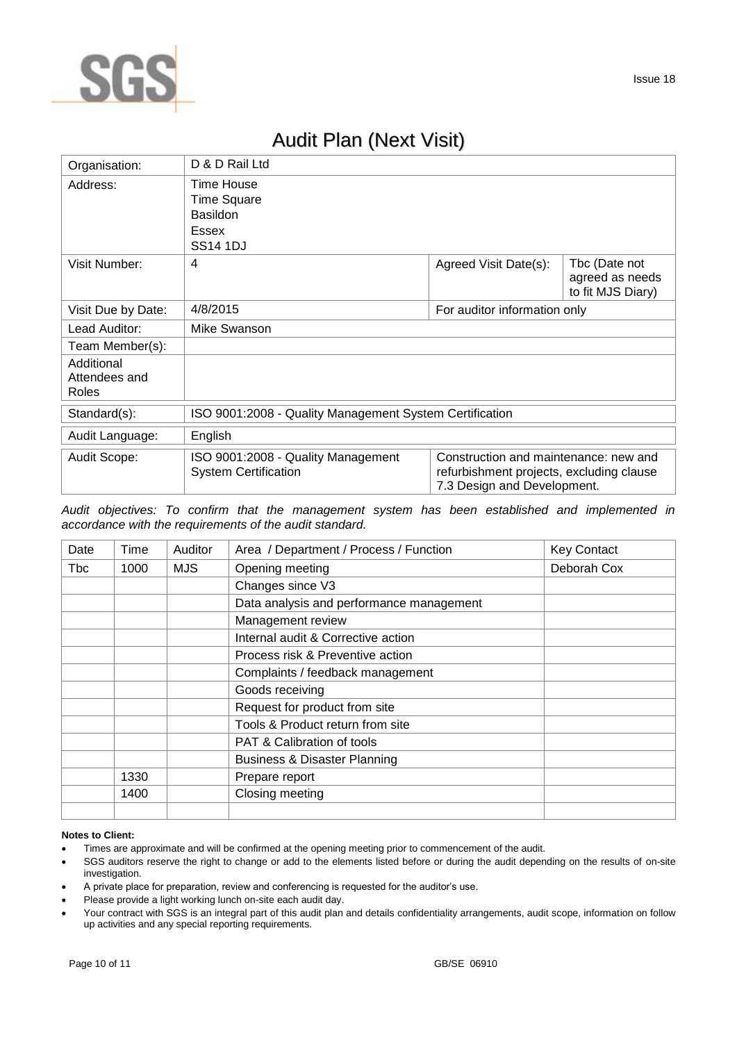Issue 18

# Audit Plan (Next Visit)

| Organisation: | D & D Rail Ltd | | |
|---|---|---|---|
| Address: | Time House<br>Time Square<br>Basildon<br>Essex<br>SS14 1DJ | | |
| Visit Number: | 4 | Agreed Visit Date(s): | Tbc (Date not agreed as needs to fit MJS Diary) |
| Visit Due by Date: | 4/8/2015 | For auditor information only | |
| Lead Auditor: | Mike Swanson | | |
| Team Member(s): | | | |
| Additional Attendees and Roles | | | |
| Standard(s): | ISO 9001:2008 - Quality Management System Certification | | |
| Audit Language: | English | | |
| Audit Scope: | ISO 9001:2008 - Quality Management System Certification | Construction and maintenance: new and refurbishment projects, excluding clause 7.3 Design and Development. | |

*Audit objectives: To confirm that the management system has been established and implemented in accordance with the requirements of the audit standard.*

| Date | Time | Auditor | Area / Department / Process / Function | Key Contact |
|---|---|---|---|---|
| Tbc | 1000 | MJS | Opening meeting | Deborah Cox |
| | | | Changes since V3 | |
| | | | Data analysis and performance management | |
| | | | Management review | |
| | | | Internal audit & Corrective action | |
| | | | Process risk & Preventive action | |
| | | | Complaints / feedback management | |
| | | | Goods receiving | |
| | | | Request for product from site | |
| | | | Tools & Product return from site | |
| | | | PAT & Calibration of tools | |
| | | | Business & Disaster Planning | |
| | 1330 | | Prepare report | |
| | 1400 | | Closing meeting | |
| | | | | |

**Notes to Client:**

- Times are approximate and will be confirmed at the opening meeting prior to commencement of the audit.
- SGS auditors reserve the right to change or add to the elements listed before or during the audit depending on the results of on-site investigation.
- A private place for preparation, review and conferencing is requested for the auditor's use.
- Please provide a light working lunch on-site each audit day.
- Your contract with SGS is an integral part of this audit plan and details confidentiality arrangements, audit scope, information on follow up activities and any special reporting requirements.

GB/SE 06910